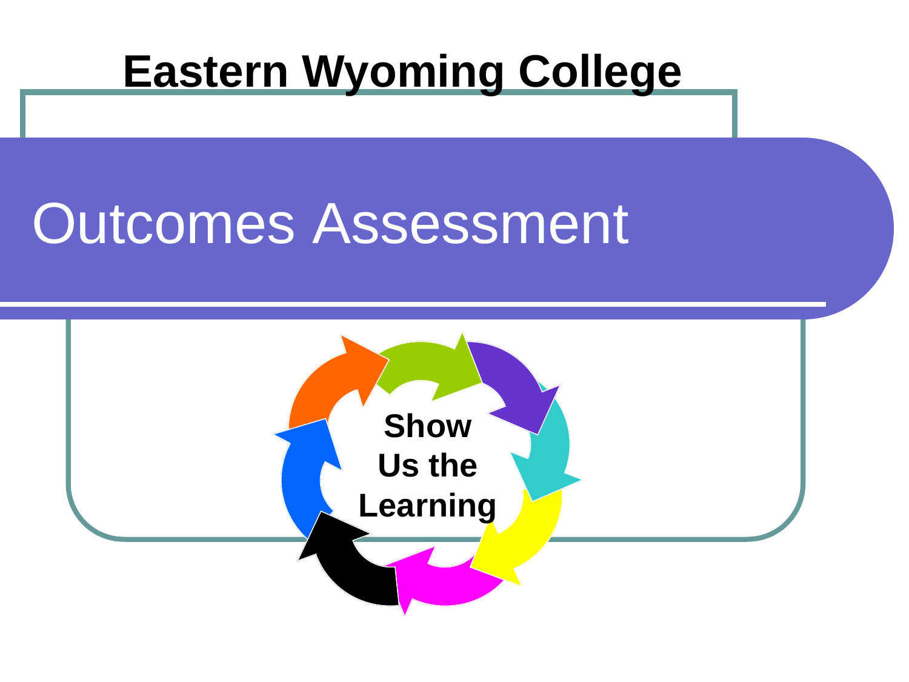# Eastern Wyoming College

# Outcomes Assessment

Show Us the Learning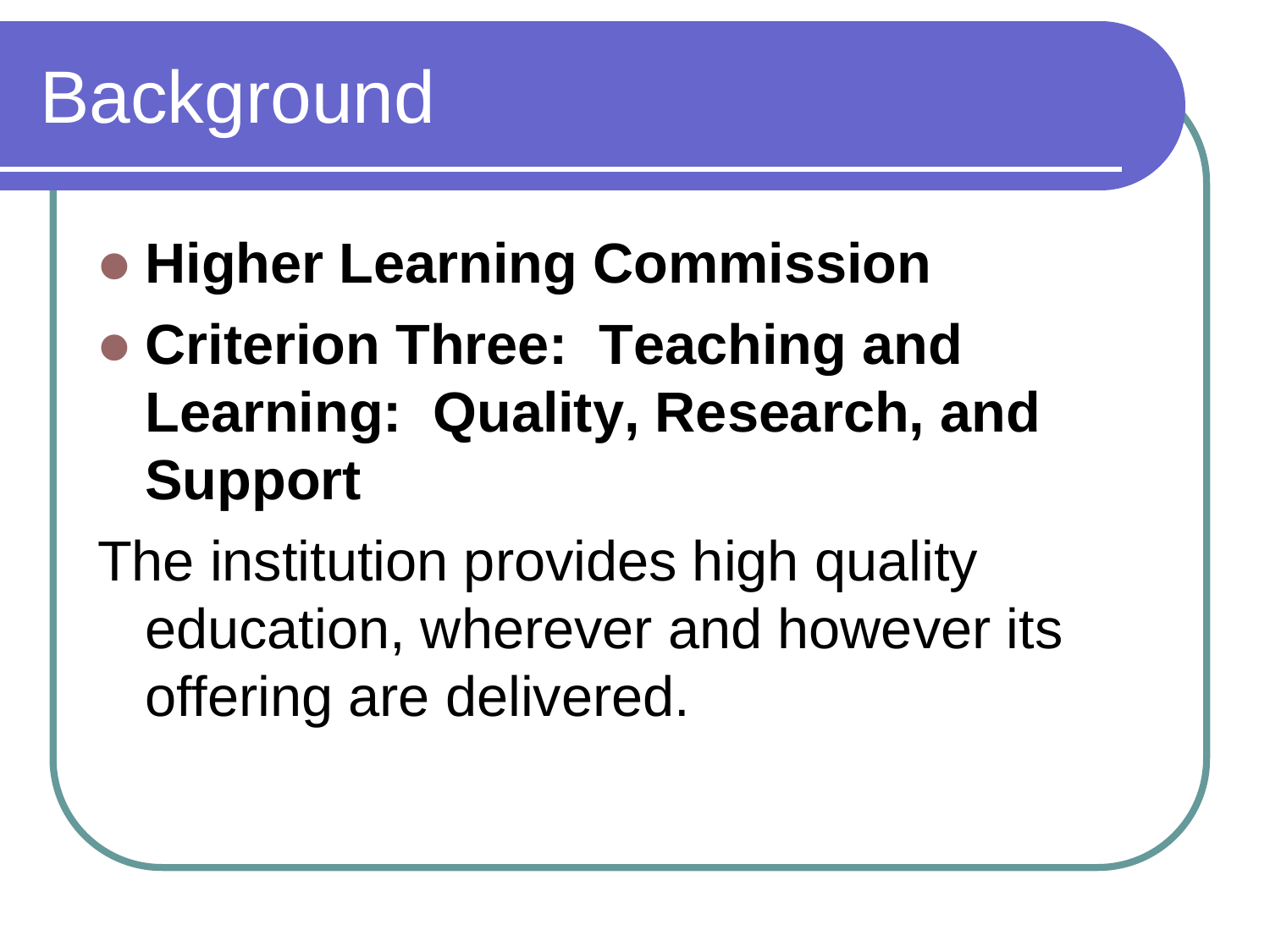# Background

- **Higher Learning Commission**
- **Criterion Three: Teaching and Learning: Quality, Research, and Support**

The institution provides high quality education, wherever and however its offering are delivered.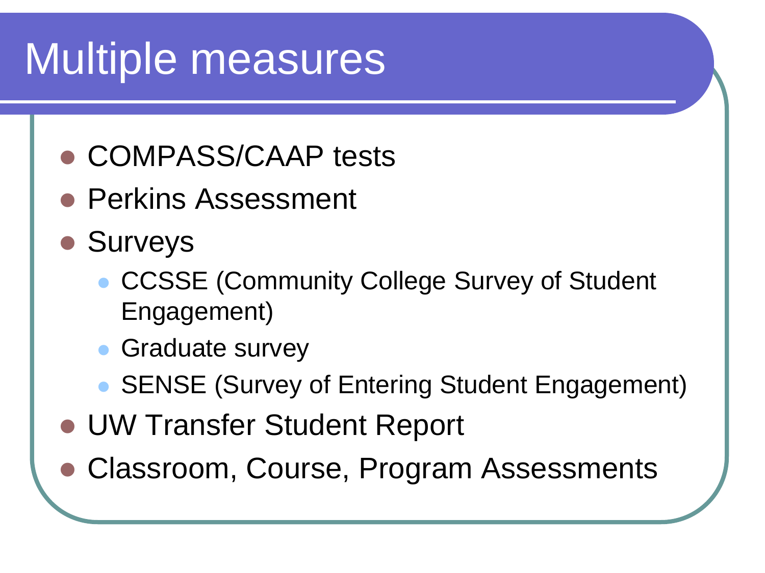# Multiple measures

- COMPASS/CAAP tests
- Perkins Assessment
- Surveys
  - CCSSE (Community College Survey of Student Engagement)
  - Graduate survey
  - SENSE (Survey of Entering Student Engagement)
- UW Transfer Student Report
- Classroom, Course, Program Assessments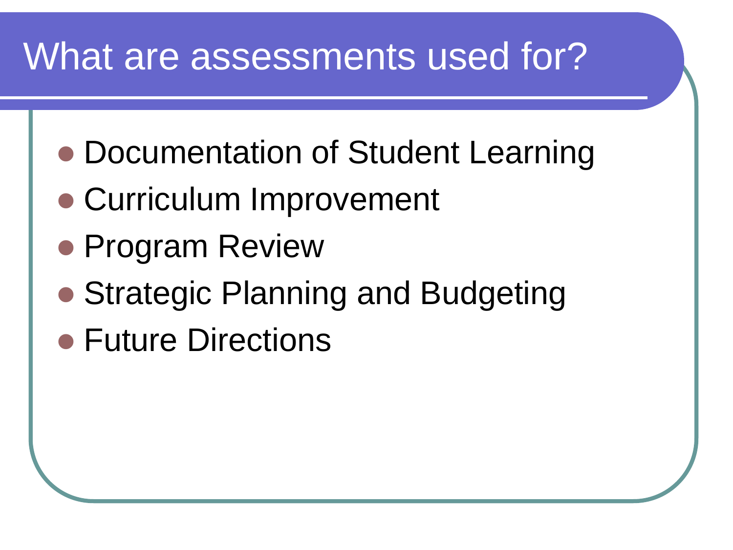# What are assessments used for?

- Documentation of Student Learning
- Curriculum Improvement
- Program Review
- Strategic Planning and Budgeting
- Future Directions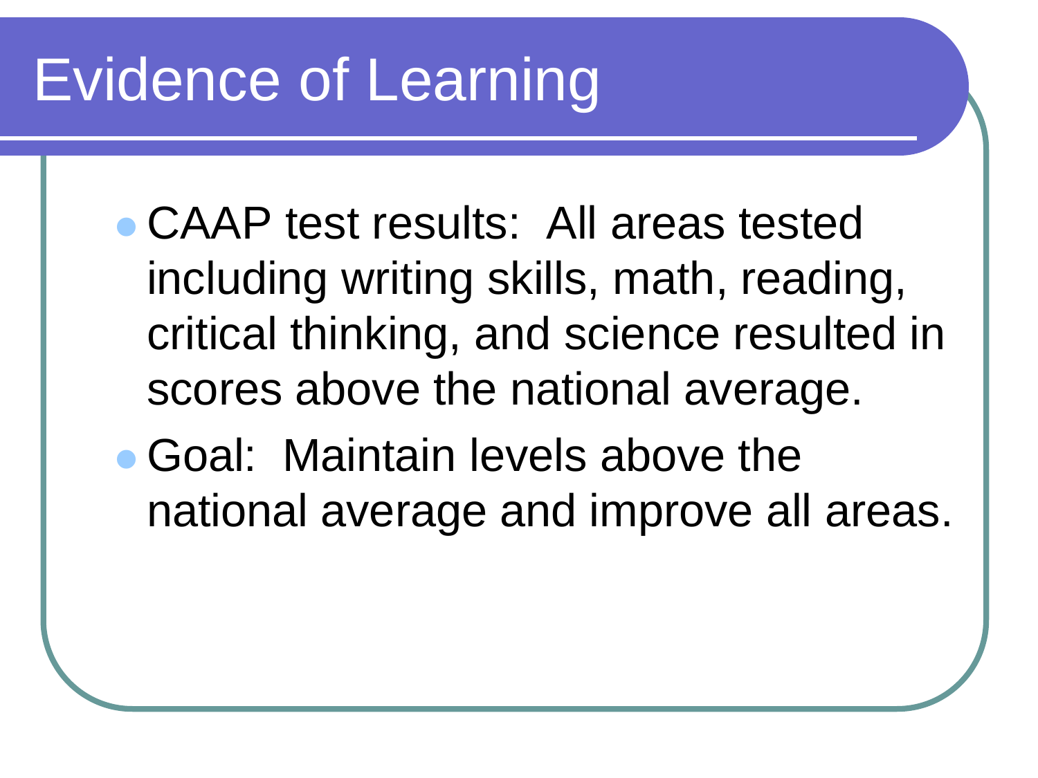# Evidence of Learning

- CAAP test results:  All areas tested including writing skills, math, reading, critical thinking, and science resulted in scores above the national average.
- Goal:  Maintain levels above the national average and improve all areas.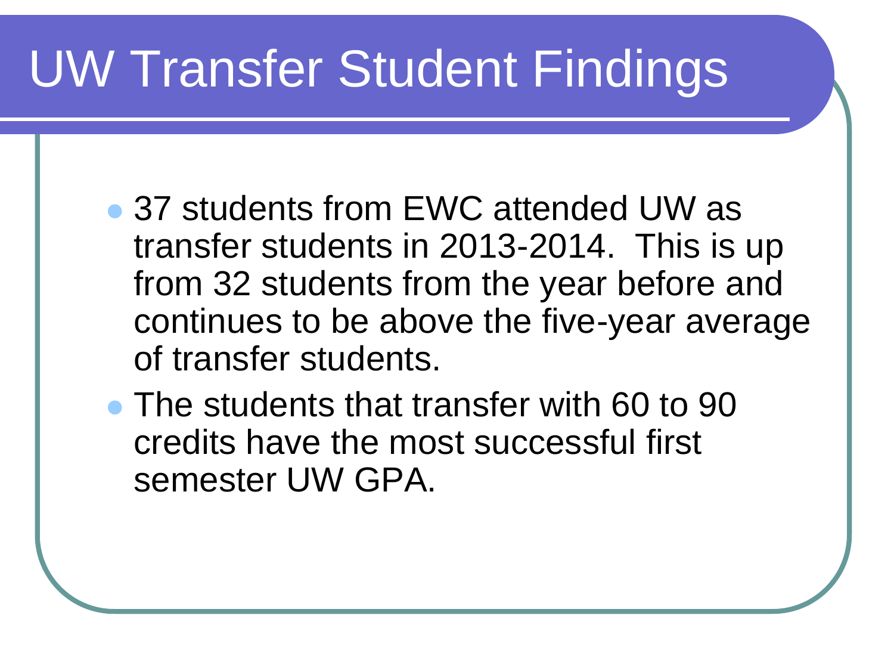# UW Transfer Student Findings

- 37 students from EWC attended UW as transfer students in 2013-2014. This is up from 32 students from the year before and continues to be above the five-year average of transfer students.
- The students that transfer with 60 to 90 credits have the most successful first semester UW GPA.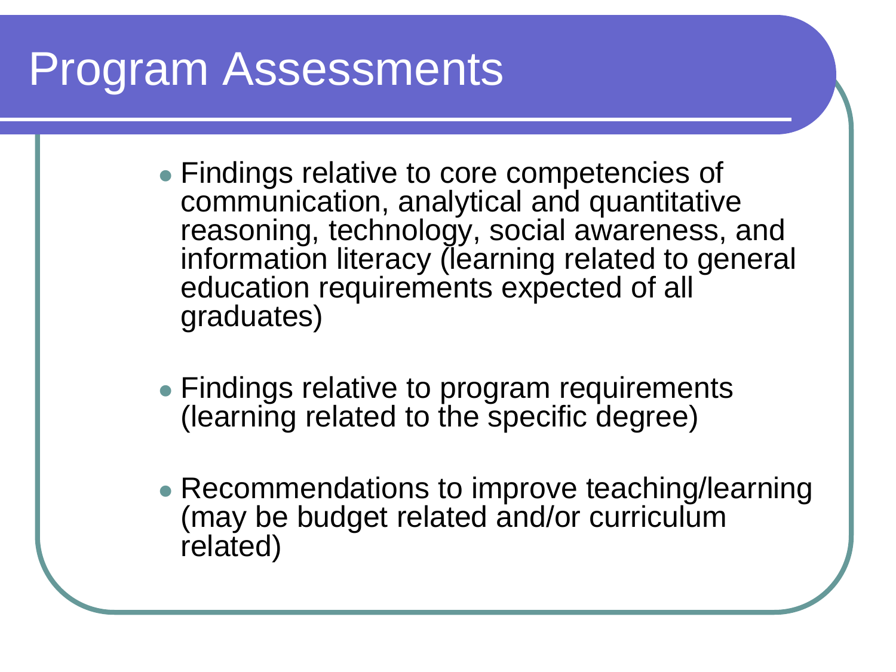# Program Assessments

- Findings relative to core competencies of communication, analytical and quantitative reasoning, technology, social awareness, and information literacy (learning related to general education requirements expected of all graduates)
- Findings relative to program requirements (learning related to the specific degree)
- Recommendations to improve teaching/learning (may be budget related and/or curriculum related)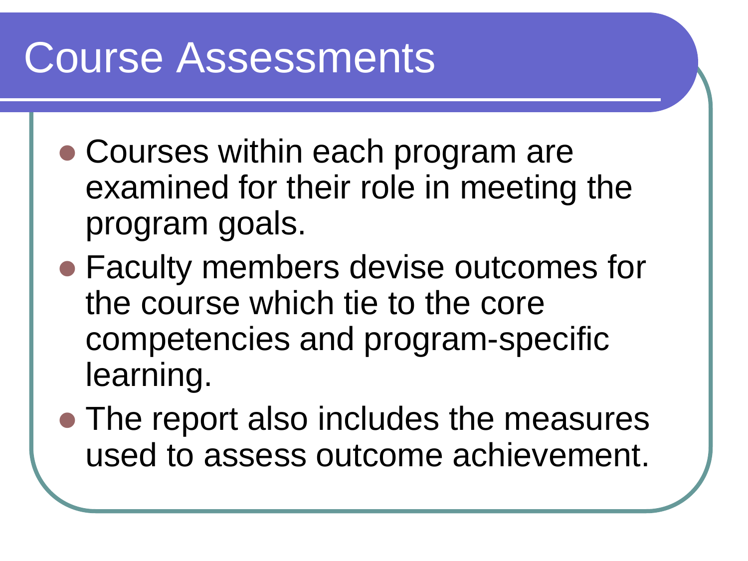# Course Assessments

- Courses within each program are examined for their role in meeting the program goals.
- Faculty members devise outcomes for the course which tie to the core competencies and program-specific learning.
- The report also includes the measures used to assess outcome achievement.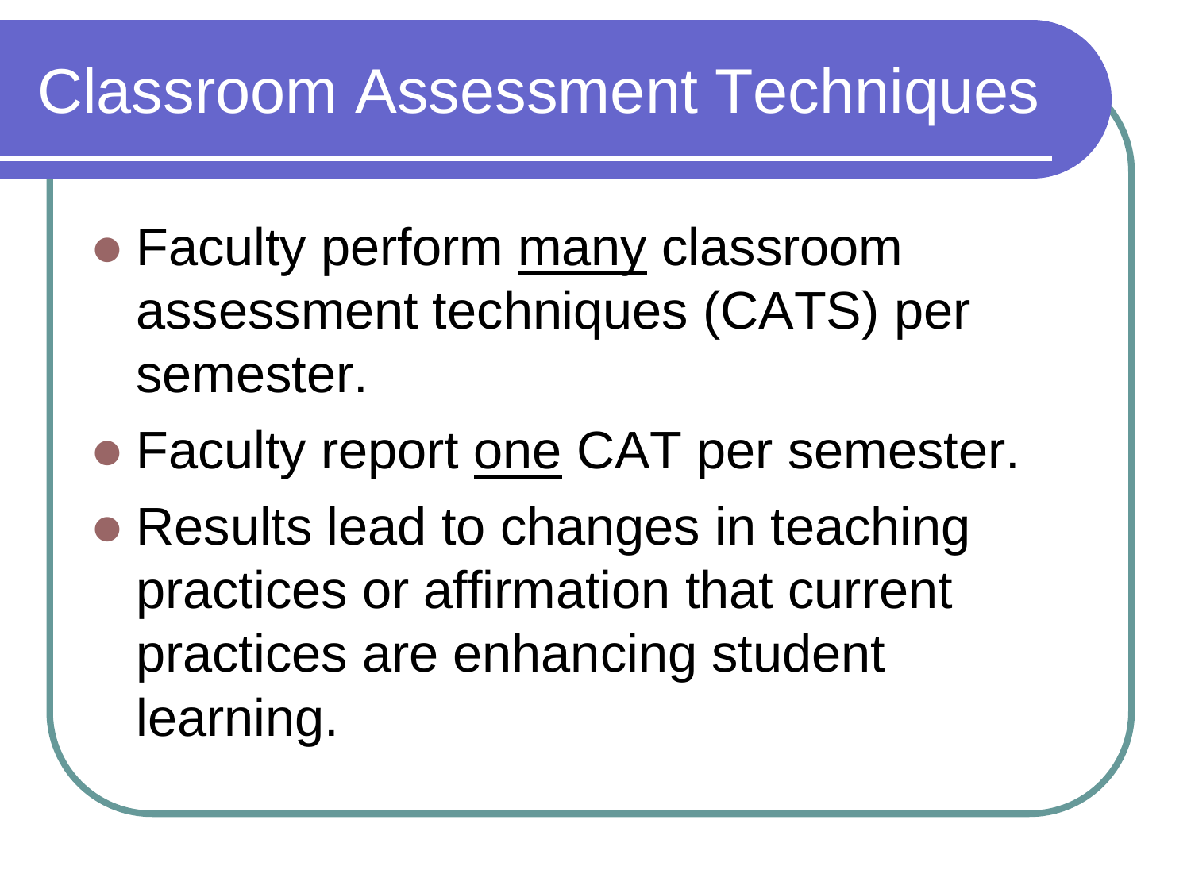# Classroom Assessment Techniques

- Faculty perform <u>many</u> classroom assessment techniques (CATS) per semester.
- Faculty report <u>one</u> CAT per semester.
- Results lead to changes in teaching practices or affirmation that current practices are enhancing student learning.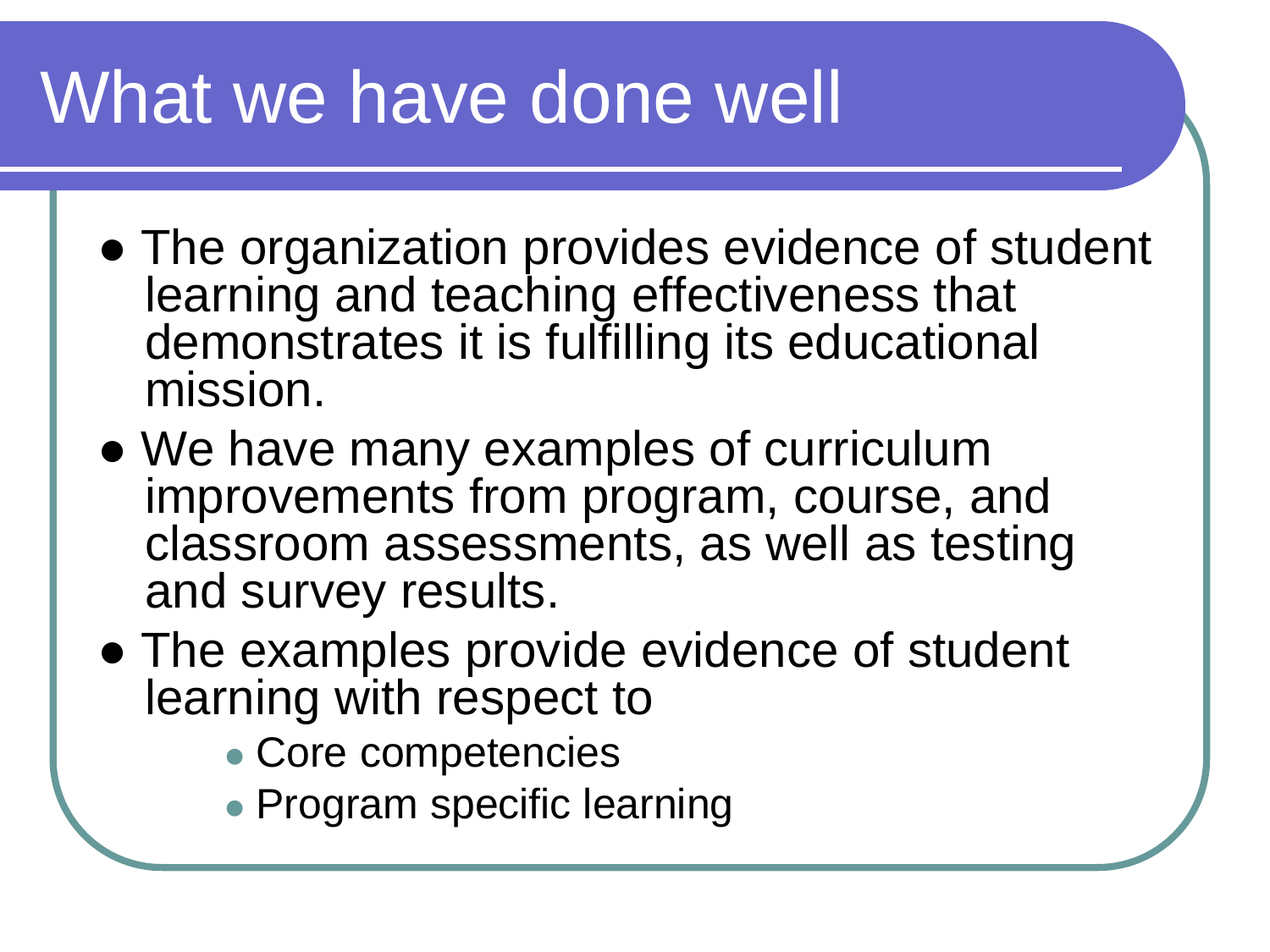# What we have done well

- The organization provides evidence of student learning and teaching effectiveness that demonstrates it is fulfilling its educational mission.
- We have many examples of curriculum improvements from program, course, and classroom assessments, as well as testing and survey results.
- The examples provide evidence of student learning with respect to
  - Core competencies
  - Program specific learning